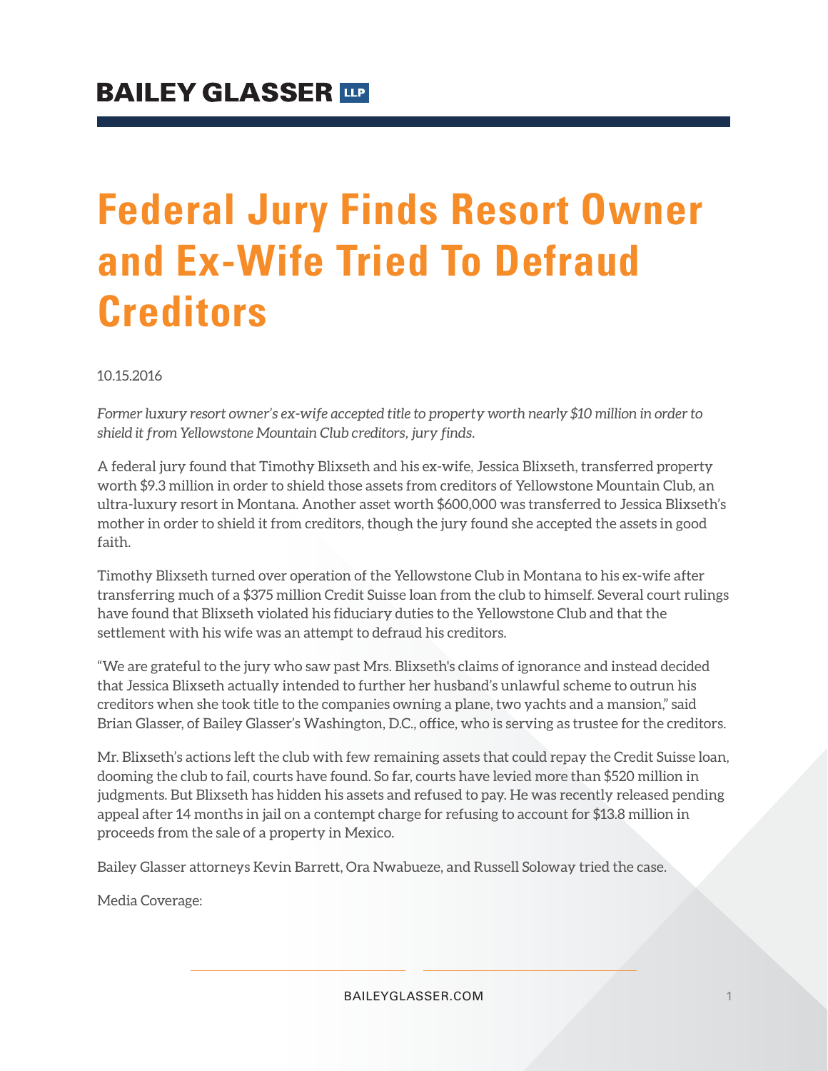# Federal Jury Finds Resort Owner and Ex-Wife Tried To Defraud Creditors

10.15.2016

*Former luxury resort owner's ex-wife accepted title to property worth nearly $10 million in order to shield it from Yellowstone Mountain Club creditors, jury finds.*

A federal jury found that Timothy Blixseth and his ex-wife, Jessica Blixseth, transferred property worth $9.3 million in order to shield those assets from creditors of Yellowstone Mountain Club, an ultra-luxury resort in Montana. Another asset worth $600,000 was transferred to Jessica Blixseth's mother in order to shield it from creditors, though the jury found she accepted the assets in good faith.

Timothy Blixseth turned over operation of the Yellowstone Club in Montana to his ex-wife after transferring much of a $375 million Credit Suisse loan from the club to himself. Several court rulings have found that Blixseth violated his fiduciary duties to the Yellowstone Club and that the settlement with his wife was an attempt to defraud his creditors.

"We are grateful to the jury who saw past Mrs. Blixseth's claims of ignorance and instead decided that Jessica Blixseth actually intended to further her husband's unlawful scheme to outrun his creditors when she took title to the companies owning a plane, two yachts and a mansion," said Brian Glasser, of Bailey Glasser's Washington, D.C., office, who is serving as trustee for the creditors.

Mr. Blixseth's actions left the club with few remaining assets that could repay the Credit Suisse loan, dooming the club to fail, courts have found. So far, courts have levied more than $520 million in judgments. But Blixseth has hidden his assets and refused to pay. He was recently released pending appeal after 14 months in jail on a contempt charge for refusing to account for $13.8 million in proceeds from the sale of a property in Mexico.

Bailey Glasser attorneys Kevin Barrett, Ora Nwabueze, and Russell Soloway tried the case.

Media Coverage: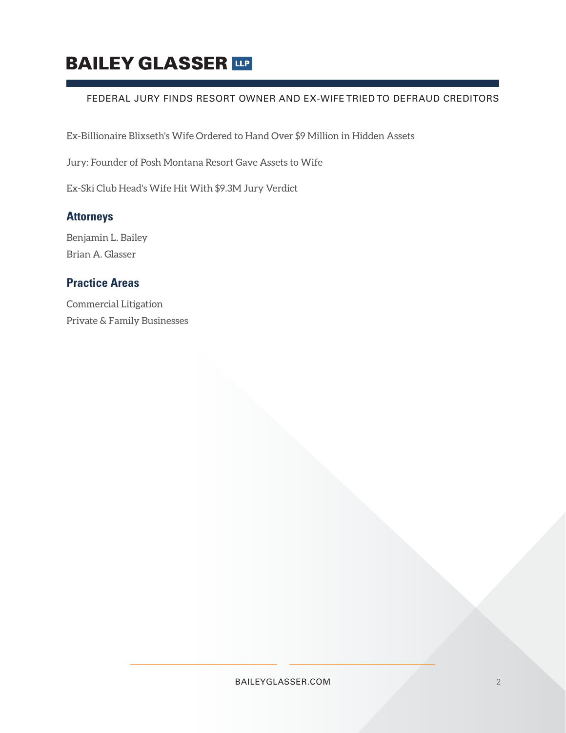Ex-Billionaire Blixseth's Wife Ordered to Hand Over $9 Million in Hidden Assets

Jury: Founder of Posh Montana Resort Gave Assets to Wife

Ex-Ski Club Head's Wife Hit With $9.3M Jury Verdict

## Attorneys

Benjamin L. Bailey
Brian A. Glasser

## Practice Areas

Commercial Litigation
Private & Family Businesses